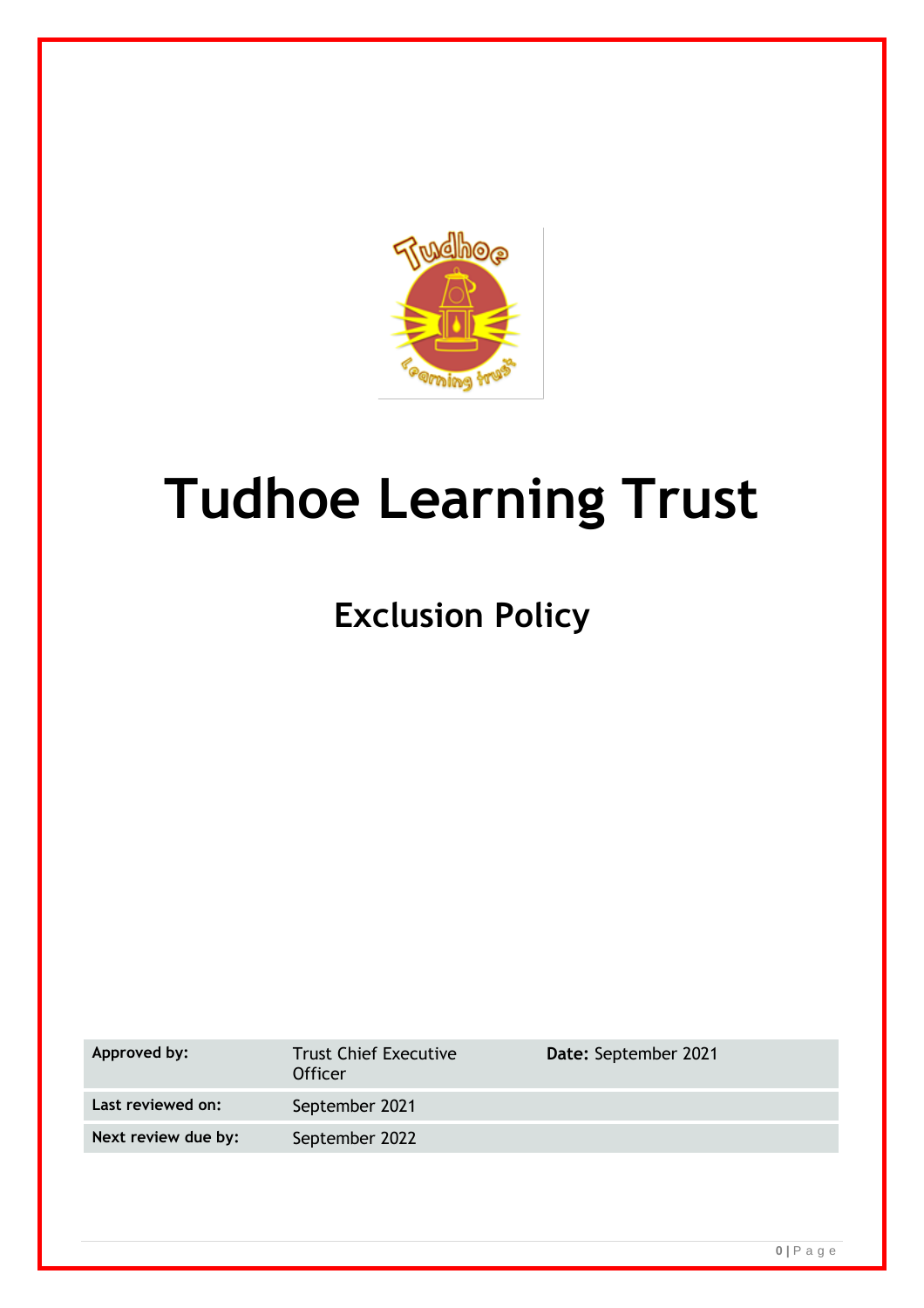# Tudhoe Learning Trust

## Exclusion Policy

| | | |
|---|---|---|
| **Approved by:** | Trust Chief Executive Officer | **Date:** September 2021 |
| **Last reviewed on:** | September 2021 | |
| **Next review due by:** | September 2022 | |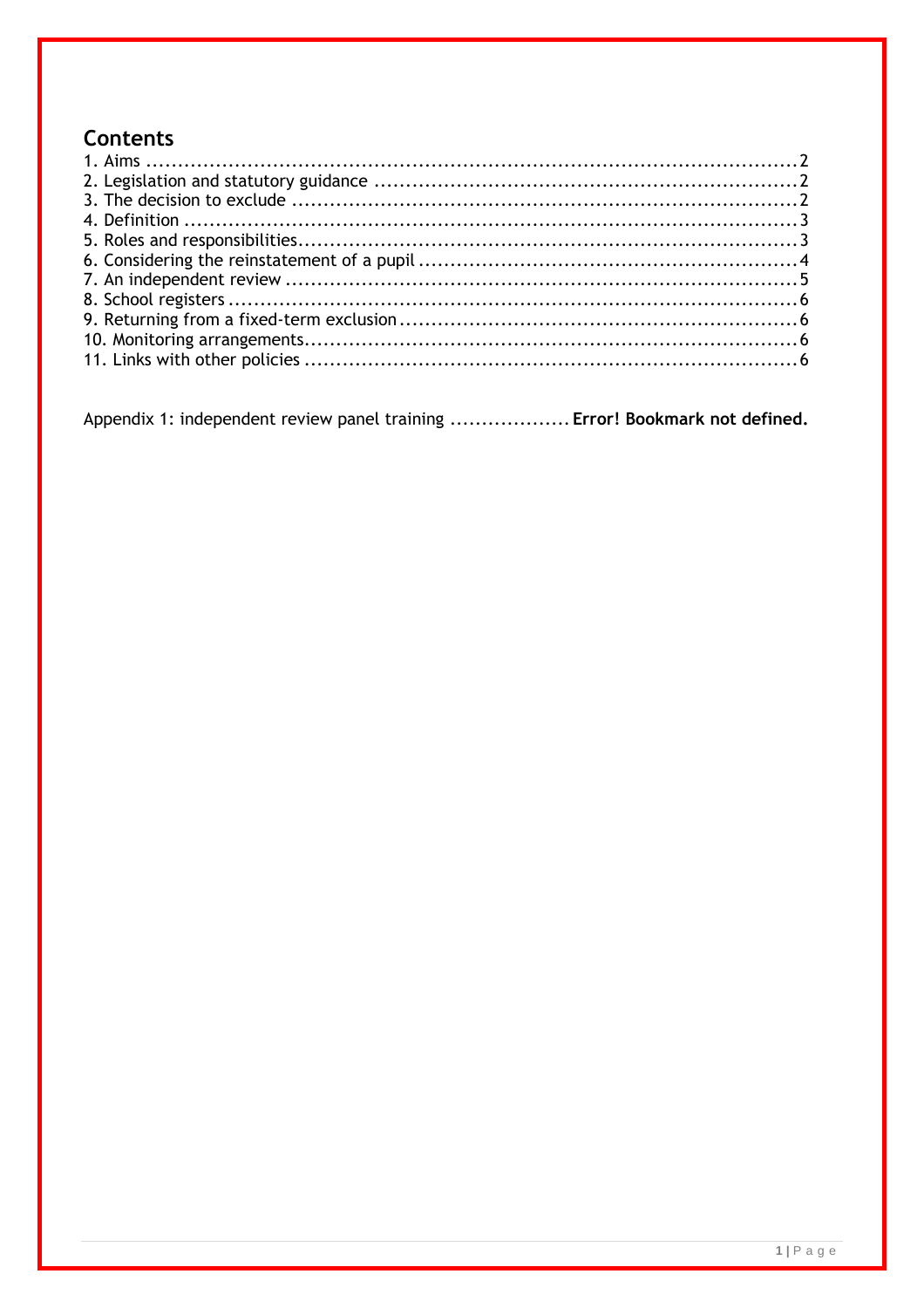## Contents

1. Aims ........................................................................................................ 2
2. Legislation and statutory guidance .................................................................. 2
3. The decision to exclude ............................................................................... 2
4. Definition ................................................................................................. 3
5. Roles and responsibilities............................................................................... 3
6. Considering the reinstatement of a pupil ........................................................... 4
7. An independent review ................................................................................ 5
8. School registers .......................................................................................... 6
9. Returning from a fixed-term exclusion .............................................................. 6
10. Monitoring arrangements.............................................................................. 6
11. Links with other policies .............................................................................. 6

Appendix 1: independent review panel training ................... **Error! Bookmark not defined.**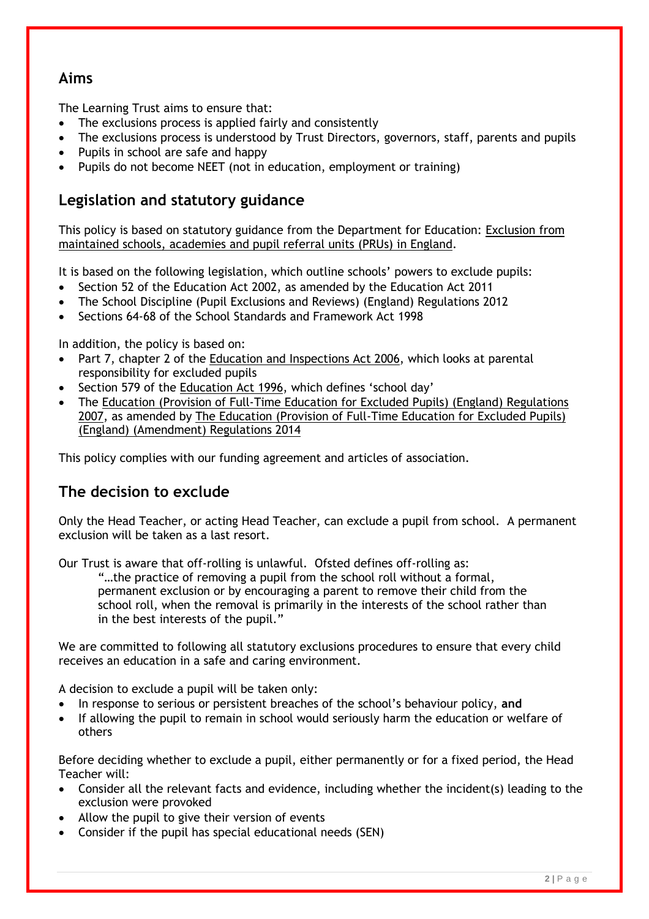## Aims

The Learning Trust aims to ensure that:

- The exclusions process is applied fairly and consistently
- The exclusions process is understood by Trust Directors, governors, staff, parents and pupils
- Pupils in school are safe and happy
- Pupils do not become NEET (not in education, employment or training)

## Legislation and statutory guidance

This policy is based on statutory guidance from the Department for Education: Exclusion from maintained schools, academies and pupil referral units (PRUs) in England.

It is based on the following legislation, which outline schools' powers to exclude pupils:

- Section 52 of the Education Act 2002, as amended by the Education Act 2011
- The School Discipline (Pupil Exclusions and Reviews) (England) Regulations 2012
- Sections 64-68 of the School Standards and Framework Act 1998

In addition, the policy is based on:

- Part 7, chapter 2 of the Education and Inspections Act 2006, which looks at parental responsibility for excluded pupils
- Section 579 of the Education Act 1996, which defines 'school day'
- The Education (Provision of Full-Time Education for Excluded Pupils) (England) Regulations 2007, as amended by The Education (Provision of Full-Time Education for Excluded Pupils) (England) (Amendment) Regulations 2014

This policy complies with our funding agreement and articles of association.

## The decision to exclude

Only the Head Teacher, or acting Head Teacher, can exclude a pupil from school. A permanent exclusion will be taken as a last resort.

Our Trust is aware that off-rolling is unlawful. Ofsted defines off-rolling as:

> "…the practice of removing a pupil from the school roll without a formal, permanent exclusion or by encouraging a parent to remove their child from the school roll, when the removal is primarily in the interests of the school rather than in the best interests of the pupil."

We are committed to following all statutory exclusions procedures to ensure that every child receives an education in a safe and caring environment.

A decision to exclude a pupil will be taken only:

- In response to serious or persistent breaches of the school's behaviour policy, **and**
- If allowing the pupil to remain in school would seriously harm the education or welfare of others

Before deciding whether to exclude a pupil, either permanently or for a fixed period, the Head Teacher will:

- Consider all the relevant facts and evidence, including whether the incident(s) leading to the exclusion were provoked
- Allow the pupil to give their version of events
- Consider if the pupil has special educational needs (SEN)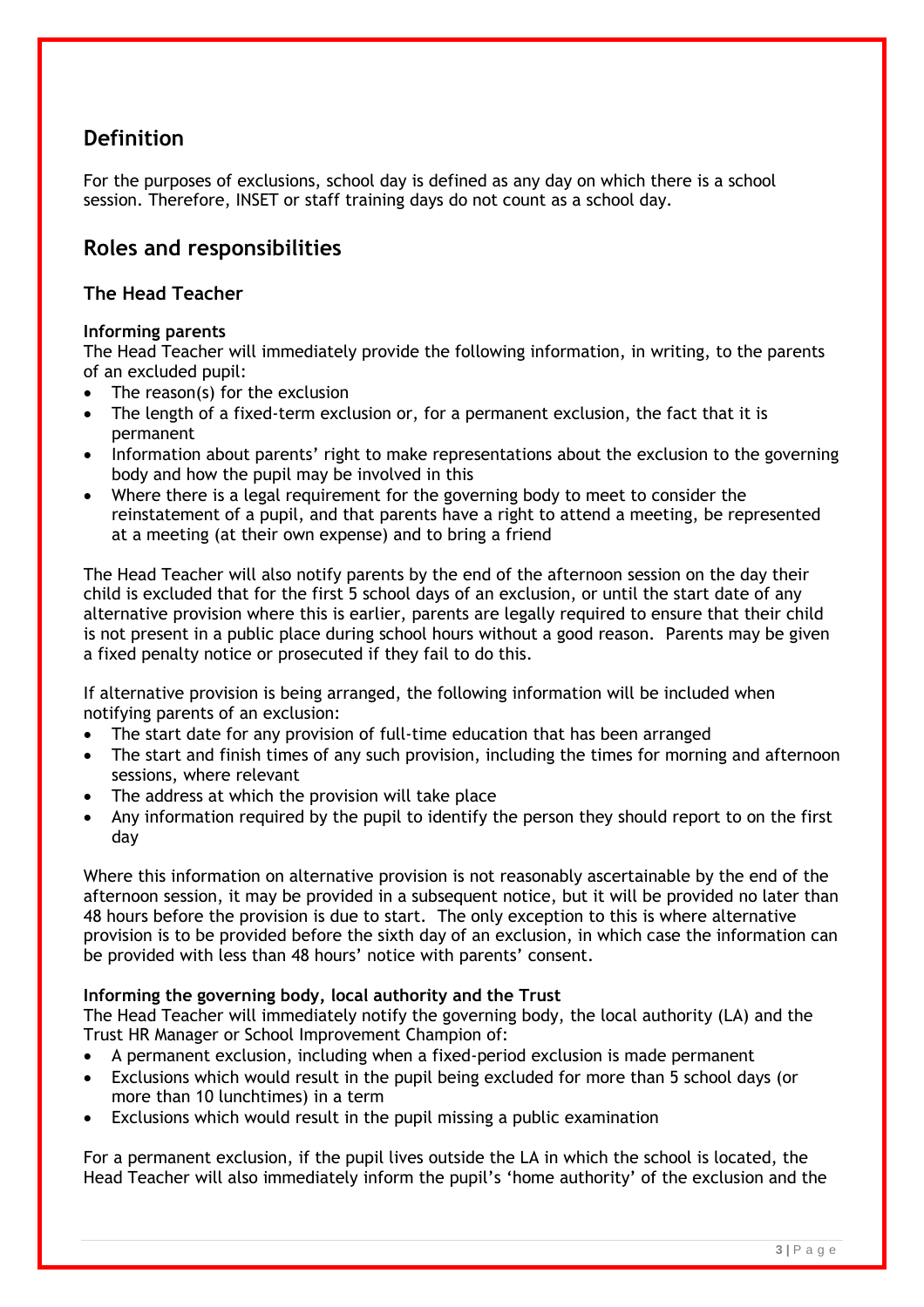## Definition

For the purposes of exclusions, school day is defined as any day on which there is a school session. Therefore, INSET or staff training days do not count as a school day.

## Roles and responsibilities

### The Head Teacher

**Informing parents**
The Head Teacher will immediately provide the following information, in writing, to the parents of an excluded pupil:

- The reason(s) for the exclusion
- The length of a fixed-term exclusion or, for a permanent exclusion, the fact that it is permanent
- Information about parents' right to make representations about the exclusion to the governing body and how the pupil may be involved in this
- Where there is a legal requirement for the governing body to meet to consider the reinstatement of a pupil, and that parents have a right to attend a meeting, be represented at a meeting (at their own expense) and to bring a friend

The Head Teacher will also notify parents by the end of the afternoon session on the day their child is excluded that for the first 5 school days of an exclusion, or until the start date of any alternative provision where this is earlier, parents are legally required to ensure that their child is not present in a public place during school hours without a good reason. Parents may be given a fixed penalty notice or prosecuted if they fail to do this.

If alternative provision is being arranged, the following information will be included when notifying parents of an exclusion:

- The start date for any provision of full-time education that has been arranged
- The start and finish times of any such provision, including the times for morning and afternoon sessions, where relevant
- The address at which the provision will take place
- Any information required by the pupil to identify the person they should report to on the first day

Where this information on alternative provision is not reasonably ascertainable by the end of the afternoon session, it may be provided in a subsequent notice, but it will be provided no later than 48 hours before the provision is due to start. The only exception to this is where alternative provision is to be provided before the sixth day of an exclusion, in which case the information can be provided with less than 48 hours' notice with parents' consent.

**Informing the governing body, local authority and the Trust**
The Head Teacher will immediately notify the governing body, the local authority (LA) and the Trust HR Manager or School Improvement Champion of:

- A permanent exclusion, including when a fixed-period exclusion is made permanent
- Exclusions which would result in the pupil being excluded for more than 5 school days (or more than 10 lunchtimes) in a term
- Exclusions which would result in the pupil missing a public examination

For a permanent exclusion, if the pupil lives outside the LA in which the school is located, the Head Teacher will also immediately inform the pupil's 'home authority' of the exclusion and the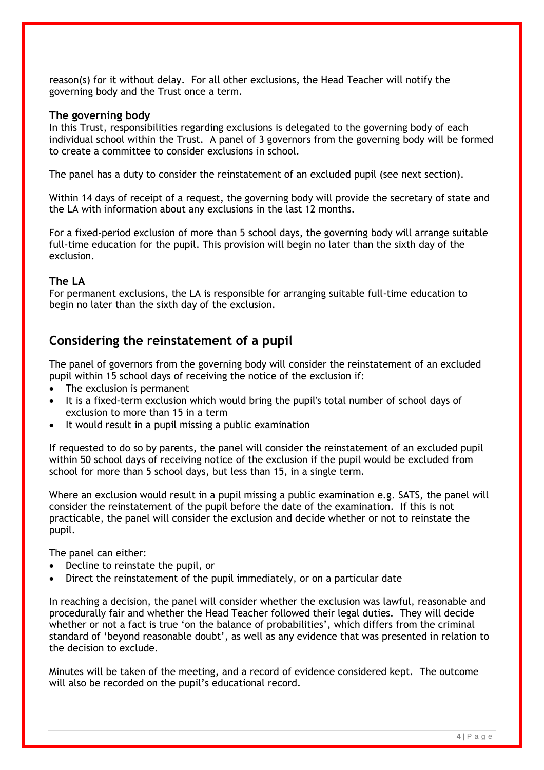reason(s) for it without delay. For all other exclusions, the Head Teacher will notify the governing body and the Trust once a term.

### The governing body

In this Trust, responsibilities regarding exclusions is delegated to the governing body of each individual school within the Trust. A panel of 3 governors from the governing body will be formed to create a committee to consider exclusions in school.

The panel has a duty to consider the reinstatement of an excluded pupil (see next section).

Within 14 days of receipt of a request, the governing body will provide the secretary of state and the LA with information about any exclusions in the last 12 months.

For a fixed-period exclusion of more than 5 school days, the governing body will arrange suitable full-time education for the pupil. This provision will begin no later than the sixth day of the exclusion.

### The LA

For permanent exclusions, the LA is responsible for arranging suitable full-time education to begin no later than the sixth day of the exclusion.

## Considering the reinstatement of a pupil

The panel of governors from the governing body will consider the reinstatement of an excluded pupil within 15 school days of receiving the notice of the exclusion if:

- The exclusion is permanent
- It is a fixed-term exclusion which would bring the pupil's total number of school days of exclusion to more than 15 in a term
- It would result in a pupil missing a public examination

If requested to do so by parents, the panel will consider the reinstatement of an excluded pupil within 50 school days of receiving notice of the exclusion if the pupil would be excluded from school for more than 5 school days, but less than 15, in a single term.

Where an exclusion would result in a pupil missing a public examination e.g. SATS, the panel will consider the reinstatement of the pupil before the date of the examination. If this is not practicable, the panel will consider the exclusion and decide whether or not to reinstate the pupil.

The panel can either:

- Decline to reinstate the pupil, or
- Direct the reinstatement of the pupil immediately, or on a particular date

In reaching a decision, the panel will consider whether the exclusion was lawful, reasonable and procedurally fair and whether the Head Teacher followed their legal duties. They will decide whether or not a fact is true 'on the balance of probabilities', which differs from the criminal standard of 'beyond reasonable doubt', as well as any evidence that was presented in relation to the decision to exclude.

Minutes will be taken of the meeting, and a record of evidence considered kept. The outcome will also be recorded on the pupil's educational record.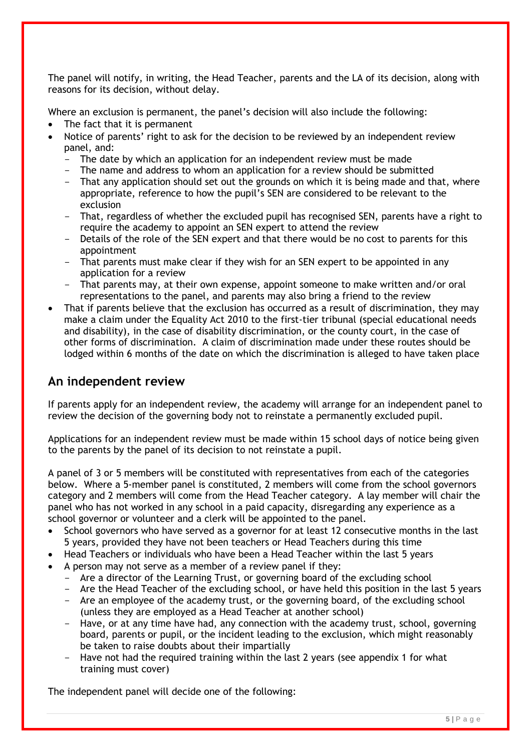The panel will notify, in writing, the Head Teacher, parents and the LA of its decision, along with reasons for its decision, without delay.

Where an exclusion is permanent, the panel's decision will also include the following:

- The fact that it is permanent
- Notice of parents' right to ask for the decision to be reviewed by an independent review panel, and:
  - The date by which an application for an independent review must be made
  - The name and address to whom an application for a review should be submitted
  - That any application should set out the grounds on which it is being made and that, where appropriate, reference to how the pupil's SEN are considered to be relevant to the exclusion
  - That, regardless of whether the excluded pupil has recognised SEN, parents have a right to require the academy to appoint an SEN expert to attend the review
  - Details of the role of the SEN expert and that there would be no cost to parents for this appointment
  - That parents must make clear if they wish for an SEN expert to be appointed in any application for a review
  - That parents may, at their own expense, appoint someone to make written and/or oral representations to the panel, and parents may also bring a friend to the review
- That if parents believe that the exclusion has occurred as a result of discrimination, they may make a claim under the Equality Act 2010 to the first-tier tribunal (special educational needs and disability), in the case of disability discrimination, or the county court, in the case of other forms of discrimination. A claim of discrimination made under these routes should be lodged within 6 months of the date on which the discrimination is alleged to have taken place

## An independent review

If parents apply for an independent review, the academy will arrange for an independent panel to review the decision of the governing body not to reinstate a permanently excluded pupil.

Applications for an independent review must be made within 15 school days of notice being given to the parents by the panel of its decision to not reinstate a pupil.

A panel of 3 or 5 members will be constituted with representatives from each of the categories below. Where a 5-member panel is constituted, 2 members will come from the school governors category and 2 members will come from the Head Teacher category. A lay member will chair the panel who has not worked in any school in a paid capacity, disregarding any experience as a school governor or volunteer and a clerk will be appointed to the panel.

- School governors who have served as a governor for at least 12 consecutive months in the last 5 years, provided they have not been teachers or Head Teachers during this time
- Head Teachers or individuals who have been a Head Teacher within the last 5 years
- A person may not serve as a member of a review panel if they:
  - Are a director of the Learning Trust, or governing board of the excluding school
  - Are the Head Teacher of the excluding school, or have held this position in the last 5 years
  - Are an employee of the academy trust, or the governing board, of the excluding school (unless they are employed as a Head Teacher at another school)
  - Have, or at any time have had, any connection with the academy trust, school, governing board, parents or pupil, or the incident leading to the exclusion, which might reasonably be taken to raise doubts about their impartially
  - Have not had the required training within the last 2 years (see appendix 1 for what training must cover)

The independent panel will decide one of the following: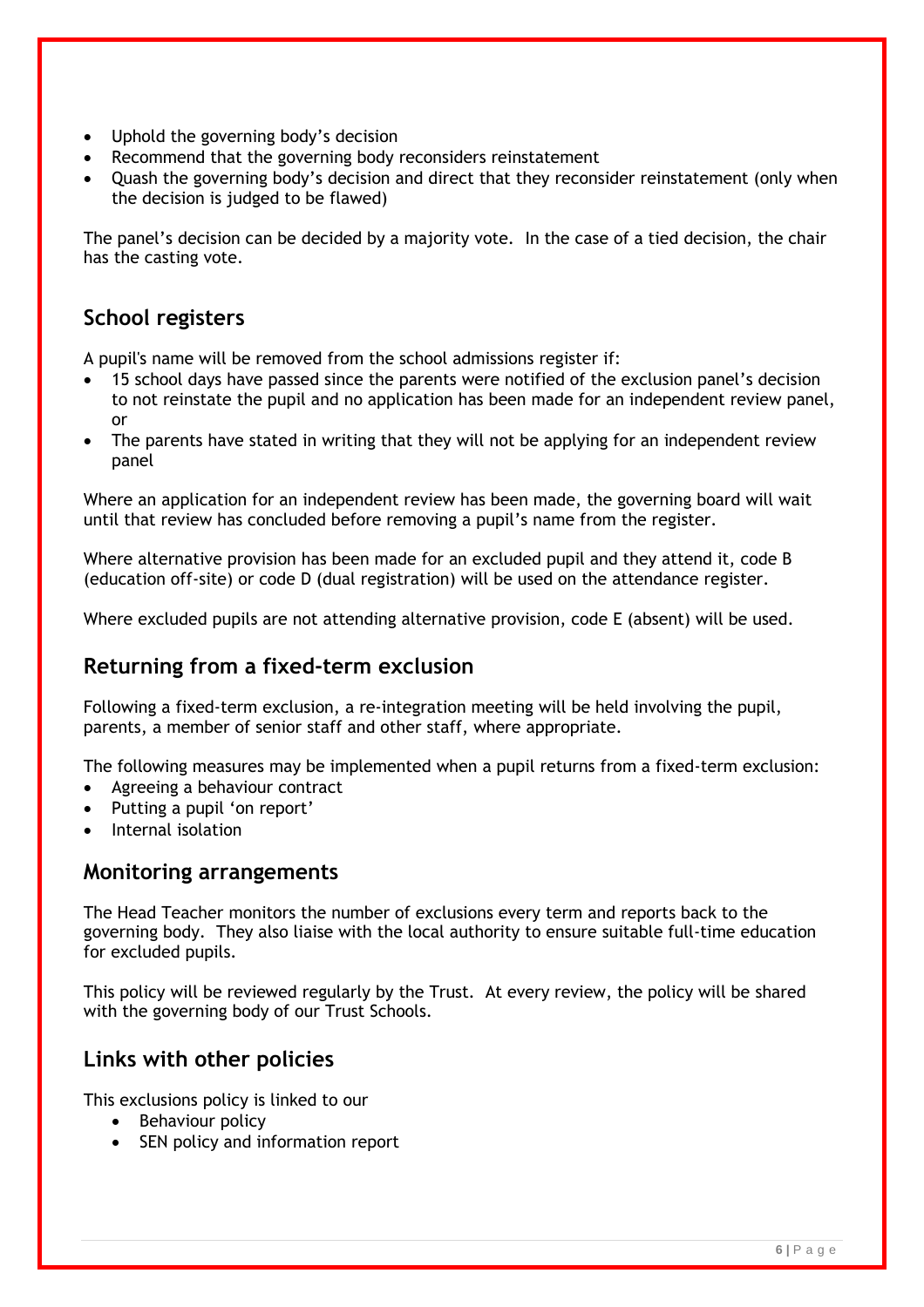- Uphold the governing body's decision
- Recommend that the governing body reconsiders reinstatement
- Quash the governing body's decision and direct that they reconsider reinstatement (only when the decision is judged to be flawed)

The panel's decision can be decided by a majority vote. In the case of a tied decision, the chair has the casting vote.

## School registers

A pupil's name will be removed from the school admissions register if:

- 15 school days have passed since the parents were notified of the exclusion panel's decision to not reinstate the pupil and no application has been made for an independent review panel, or
- The parents have stated in writing that they will not be applying for an independent review panel

Where an application for an independent review has been made, the governing board will wait until that review has concluded before removing a pupil's name from the register.

Where alternative provision has been made for an excluded pupil and they attend it, code B (education off-site) or code D (dual registration) will be used on the attendance register.

Where excluded pupils are not attending alternative provision, code E (absent) will be used.

## Returning from a fixed-term exclusion

Following a fixed-term exclusion, a re-integration meeting will be held involving the pupil, parents, a member of senior staff and other staff, where appropriate.

The following measures may be implemented when a pupil returns from a fixed-term exclusion:

- Agreeing a behaviour contract
- Putting a pupil 'on report'
- Internal isolation

## Monitoring arrangements

The Head Teacher monitors the number of exclusions every term and reports back to the governing body. They also liaise with the local authority to ensure suitable full-time education for excluded pupils.

This policy will be reviewed regularly by the Trust. At every review, the policy will be shared with the governing body of our Trust Schools.

## Links with other policies

This exclusions policy is linked to our

- Behaviour policy
- SEN policy and information report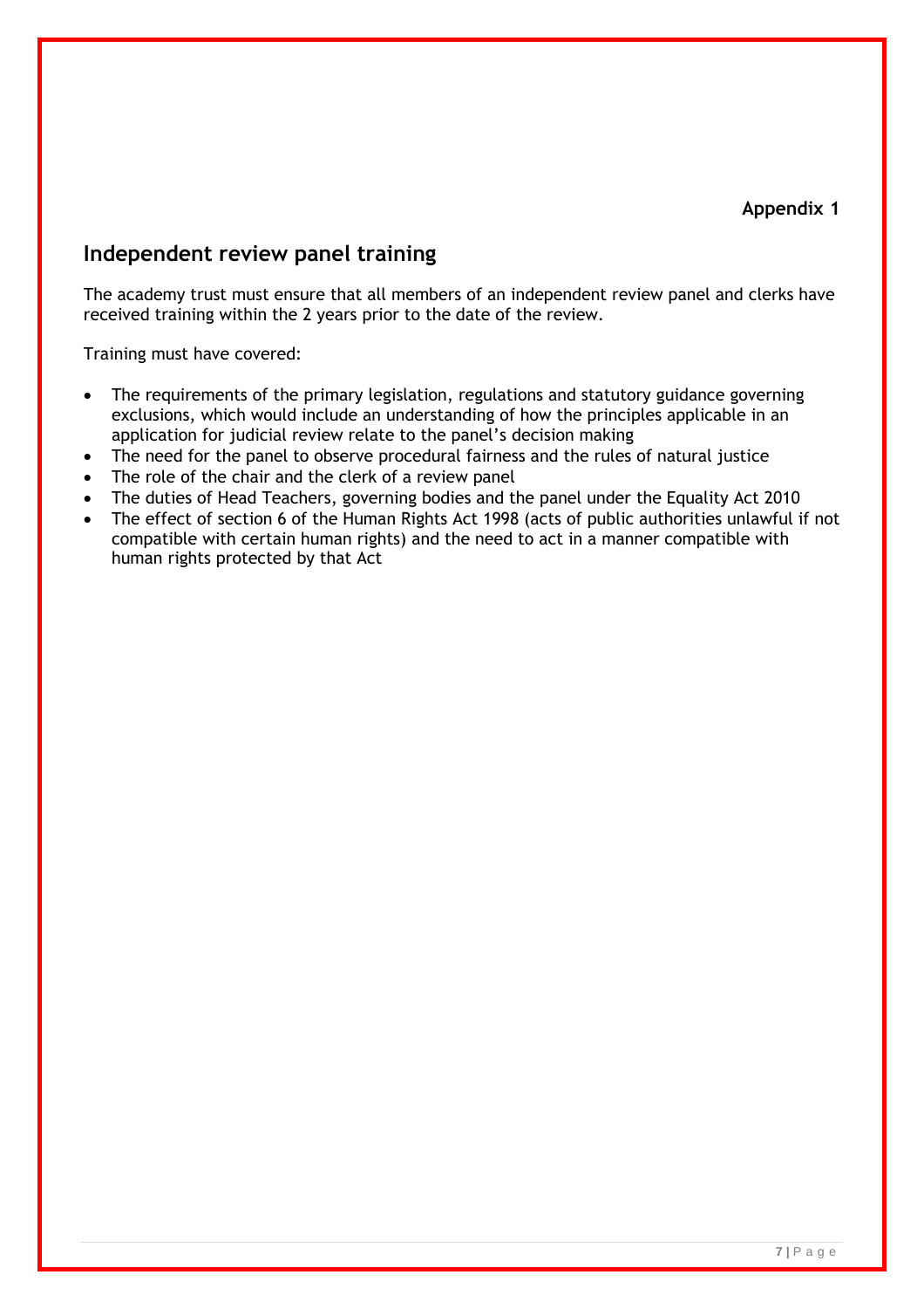**Appendix 1**

## Independent review panel training

The academy trust must ensure that all members of an independent review panel and clerks have received training within the 2 years prior to the date of the review.

Training must have covered:

- The requirements of the primary legislation, regulations and statutory guidance governing exclusions, which would include an understanding of how the principles applicable in an application for judicial review relate to the panel's decision making
- The need for the panel to observe procedural fairness and the rules of natural justice
- The role of the chair and the clerk of a review panel
- The duties of Head Teachers, governing bodies and the panel under the Equality Act 2010
- The effect of section 6 of the Human Rights Act 1998 (acts of public authorities unlawful if not compatible with certain human rights) and the need to act in a manner compatible with human rights protected by that Act